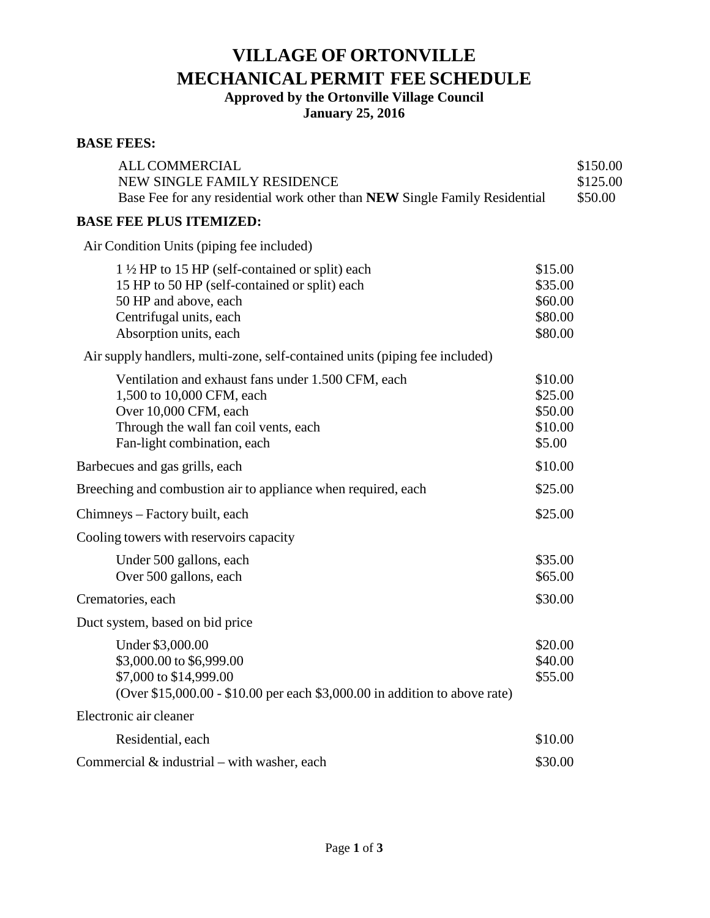# VILLAGE OF ORTONVILLE
# MECHANICAL PERMIT FEE SCHEDULE

**Approved by the Ortonville Village Council**
**January 25, 2016**

**BASE FEES:**

| | |
|---|---|
| ALL COMMERCIAL | $150.00 |
| NEW SINGLE FAMILY RESIDENCE | $125.00 |
| Base Fee for any residential work other than **NEW** Single Family Residential | $50.00 |

**BASE FEE PLUS ITEMIZED:**

Air Condition Units (piping fee included)

| | |
|---|---|
| 1 ½ HP to 15 HP (self-contained or split) each | $15.00 |
| 15 HP to 50 HP (self-contained or split) each | $35.00 |
| 50 HP and above, each | $60.00 |
| Centrifugal units, each | $80.00 |
| Absorption units, each | $80.00 |

Air supply handlers, multi-zone, self-contained units (piping fee included)

| | |
|---|---|
| Ventilation and exhaust fans under 1.500 CFM, each | $10.00 |
| 1,500 to 10,000 CFM, each | $25.00 |
| Over 10,000 CFM, each | $50.00 |
| Through the wall fan coil vents, each | $10.00 |
| Fan-light combination, each | $5.00 |

| | |
|---|---|
| Barbecues and gas grills, each | $10.00 |
| Breeching and combustion air to appliance when required, each | $25.00 |
| Chimneys – Factory built, each | $25.00 |

Cooling towers with reservoirs capacity

| | |
|---|---|
| Under 500 gallons, each | $35.00 |
| Over 500 gallons, each | $65.00 |

| | |
|---|---|
| Crematories, each | $30.00 |

Duct system, based on bid price

| | |
|---|---|
| Under $3,000.00 | $20.00 |
| $3,000.00 to $6,999.00 | $40.00 |
| $7,000 to $14,999.00 | $55.00 |

(Over $15,000.00 - $10.00 per each $3,000.00 in addition to above rate)

Electronic air cleaner

| | |
|---|---|
| Residential, each | $10.00 |
| Commercial & industrial – with washer, each | $30.00 |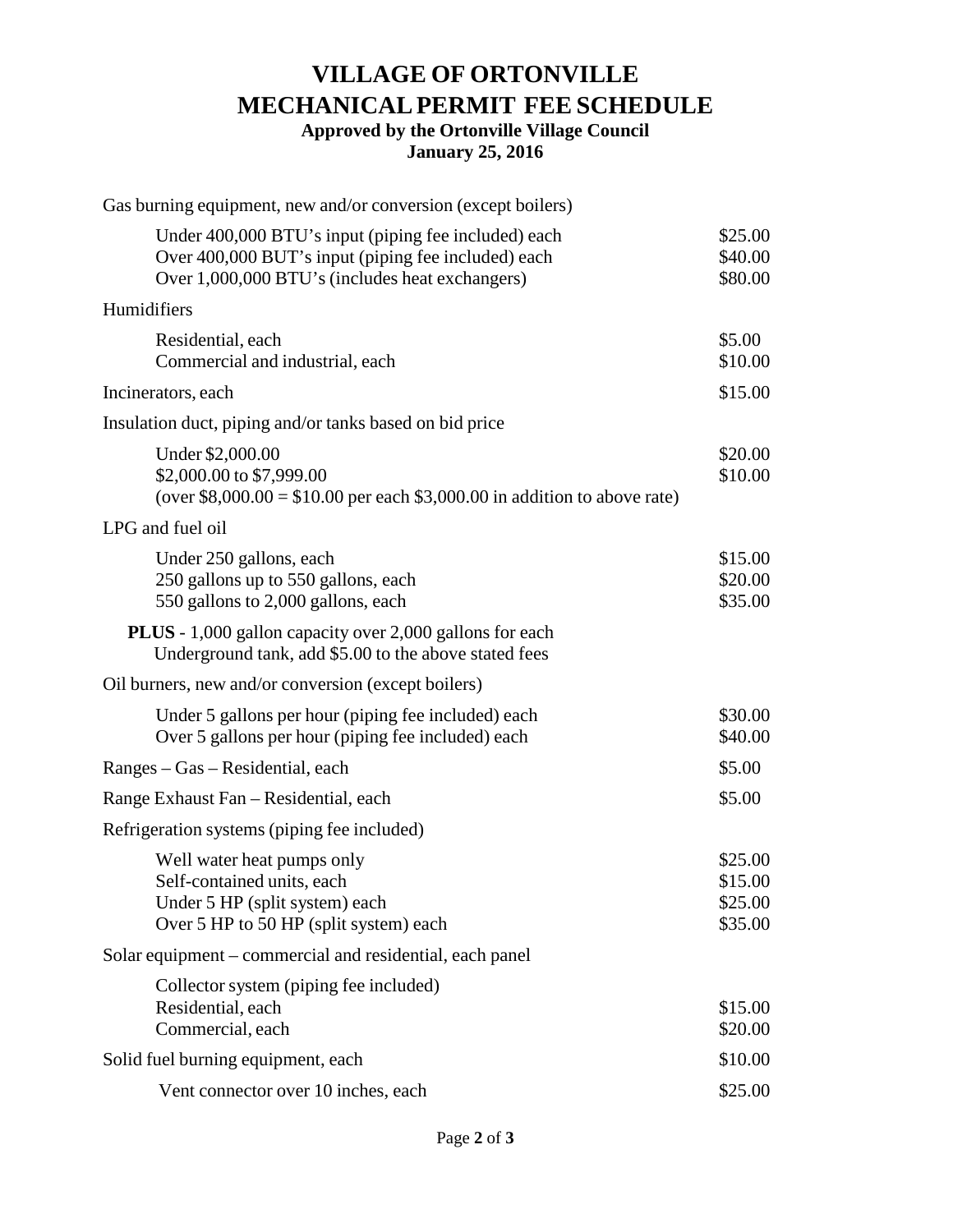# VILLAGE OF ORTONVILLE
# MECHANICAL PERMIT FEE SCHEDULE

**Approved by the Ortonville Village Council**
**January 25, 2016**

| Item | Fee |
|---|---|
| Gas burning equipment, new and/or conversion (except boilers) | |
| Under 400,000 BTU's input (piping fee included) each | \$25.00 |
| Over 400,000 BUT's input (piping fee included) each | \$40.00 |
| Over 1,000,000 BTU's (includes heat exchangers) | \$80.00 |
| Humidifiers | |
| Residential, each | \$5.00 |
| Commercial and industrial, each | \$10.00 |
| Incinerators, each | \$15.00 |
| Insulation duct, piping and/or tanks based on bid price | |
| Under \$2,000.00 | \$20.00 |
| \$2,000.00 to \$7,999.00 | \$10.00 |
| (over \$8,000.00 = \$10.00 per each \$3,000.00 in addition to above rate) | |
| LPG and fuel oil | |
| Under 250 gallons, each | \$15.00 |
| 250 gallons up to 550 gallons, each | \$20.00 |
| 550 gallons to 2,000 gallons, each | \$35.00 |
| **PLUS** - 1,000 gallon capacity over 2,000 gallons for each Underground tank, add \$5.00 to the above stated fees | |
| Oil burners, new and/or conversion (except boilers) | |
| Under 5 gallons per hour (piping fee included) each | \$30.00 |
| Over 5 gallons per hour (piping fee included) each | \$40.00 |
| Ranges – Gas – Residential, each | \$5.00 |
| Range Exhaust Fan – Residential, each | \$5.00 |
| Refrigeration systems (piping fee included) | |
| Well water heat pumps only | \$25.00 |
| Self-contained units, each | \$15.00 |
| Under 5 HP (split system) each | \$25.00 |
| Over 5 HP to 50 HP (split system) each | \$35.00 |
| Solar equipment – commercial and residential, each panel | |
| Collector system (piping fee included) | |
| Residential, each | \$15.00 |
| Commercial, each | \$20.00 |
| Solid fuel burning equipment, each | \$10.00 |
| Vent connector over 10 inches, each | \$25.00 |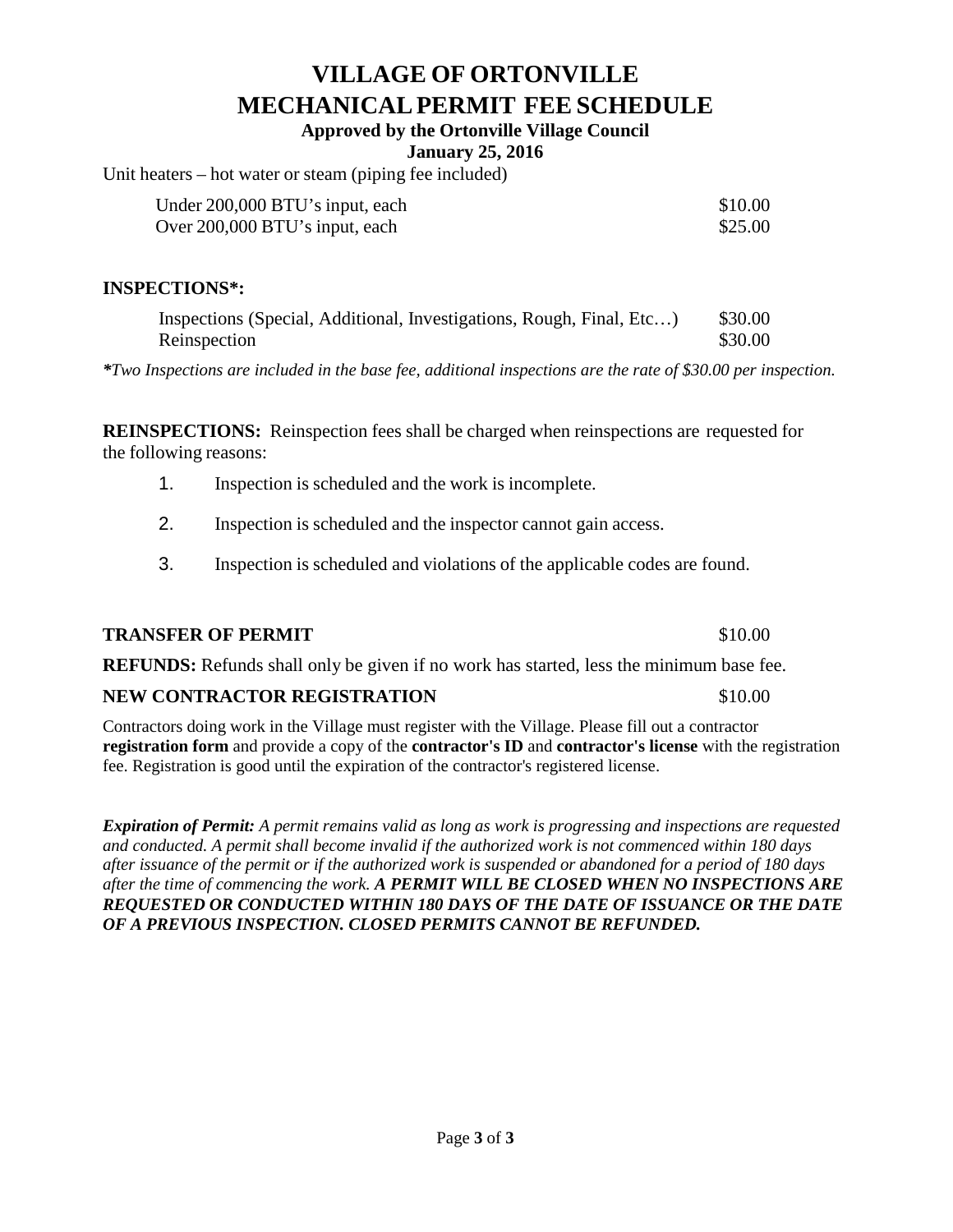# VILLAGE OF ORTONVILLE
# MECHANICAL PERMIT FEE SCHEDULE

**Approved by the Ortonville Village Council**
**January 25, 2016**

Unit heaters – hot water or steam (piping fee included)

| | |
|---|---|
| Under 200,000 BTU's input, each | $10.00 |
| Over 200,000 BTU's input, each | $25.00 |

**INSPECTIONS*:**

| | |
|---|---|
| Inspections (Special, Additional, Investigations, Rough, Final, Etc…) | $30.00 |
| Reinspection | $30.00 |

***Two Inspections are included in the base fee, additional inspections are the rate of $30.00 per inspection.*

**REINSPECTIONS:** Reinspection fees shall be charged when reinspections are requested for the following reasons:

1. Inspection is scheduled and the work is incomplete.
2. Inspection is scheduled and the inspector cannot gain access.
3. Inspection is scheduled and violations of the applicable codes are found.

**TRANSFER OF PERMIT** $10.00

**REFUNDS:** Refunds shall only be given if no work has started, less the minimum base fee.

**NEW CONTRACTOR REGISTRATION** $10.00

Contractors doing work in the Village must register with the Village. Please fill out a contractor **registration form** and provide a copy of the **contractor's ID** and **contractor's license** with the registration fee. Registration is good until the expiration of the contractor's registered license.

***Expiration of Permit:*** *A permit remains valid as long as work is progressing and inspections are requested and conducted. A permit shall become invalid if the authorized work is not commenced within 180 days after issuance of the permit or if the authorized work is suspended or abandoned for a period of 180 days after the time of commencing the work.* ***A PERMIT WILL BE CLOSED WHEN NO INSPECTIONS ARE REQUESTED OR CONDUCTED WITHIN 180 DAYS OF THE DATE OF ISSUANCE OR THE DATE OF A PREVIOUS INSPECTION. CLOSED PERMITS CANNOT BE REFUNDED.***